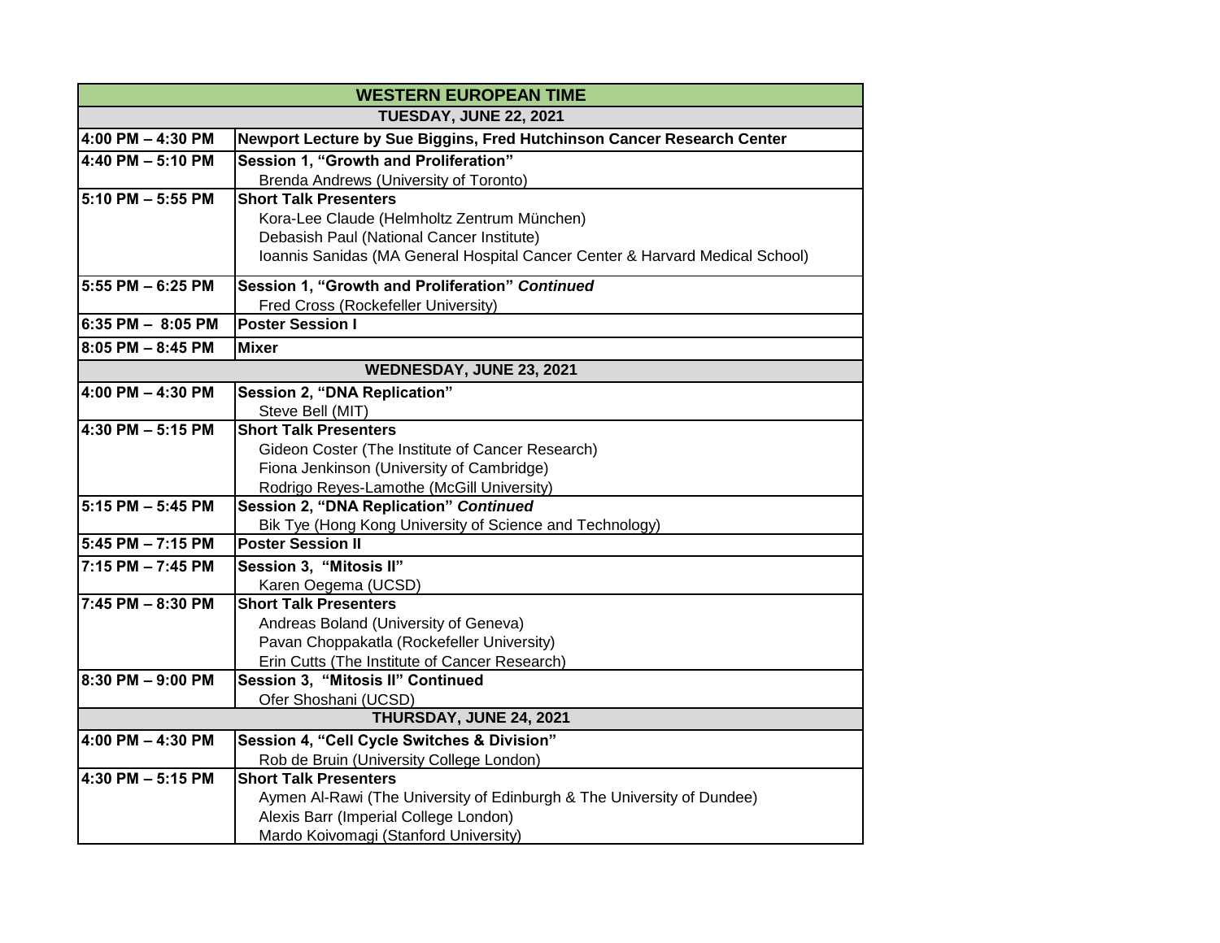| WESTERN EUROPEAN TIME | |
|---|---|
| **TUESDAY, JUNE 22, 2021** | |
| **4:00 PM – 4:30 PM** | **Newport Lecture by Sue Biggins, Fred Hutchinson Cancer Research Center** |
| **4:40 PM – 5:10 PM** | **Session 1, "Growth and Proliferation"**<br>Brenda Andrews (University of Toronto) |
| **5:10 PM – 5:55 PM** | **Short Talk Presenters**<br>Kora-Lee Claude (Helmholtz Zentrum München)<br>Debasish Paul (National Cancer Institute)<br>Ioannis Sanidas (MA General Hospital Cancer Center & Harvard Medical School) |
| **5:55 PM – 6:25 PM** | **Session 1, "Growth and Proliferation" *Continued***<br>Fred Cross (Rockefeller University) |
| **6:35 PM – 8:05 PM** | **Poster Session I** |
| **8:05 PM – 8:45 PM** | **Mixer** |
| **WEDNESDAY, JUNE 23, 2021** | |
| **4:00 PM – 4:30 PM** | **Session 2, "DNA Replication"**<br>Steve Bell (MIT) |
| **4:30 PM – 5:15 PM** | **Short Talk Presenters**<br>Gideon Coster (The Institute of Cancer Research)<br>Fiona Jenkinson (University of Cambridge)<br>Rodrigo Reyes-Lamothe (McGill University) |
| **5:15 PM – 5:45 PM** | **Session 2, "DNA Replication" *Continued***<br>Bik Tye (Hong Kong University of Science and Technology) |
| **5:45 PM – 7:15 PM** | **Poster Session II** |
| **7:15 PM – 7:45 PM** | **Session 3, "Mitosis II"**<br>Karen Oegema (UCSD) |
| **7:45 PM – 8:30 PM** | **Short Talk Presenters**<br>Andreas Boland (University of Geneva)<br>Pavan Choppakatla (Rockefeller University)<br>Erin Cutts (The Institute of Cancer Research) |
| **8:30 PM – 9:00 PM** | **Session 3, "Mitosis II" Continued**<br>Ofer Shoshani (UCSD) |
| **THURSDAY, JUNE 24, 2021** | |
| **4:00 PM – 4:30 PM** | **Session 4, "Cell Cycle Switches & Division"**<br>Rob de Bruin (University College London) |
| **4:30 PM – 5:15 PM** | **Short Talk Presenters**<br>Aymen Al-Rawi (The University of Edinburgh & The University of Dundee)<br>Alexis Barr (Imperial College London)<br>Mardo Koivomagi (Stanford University) |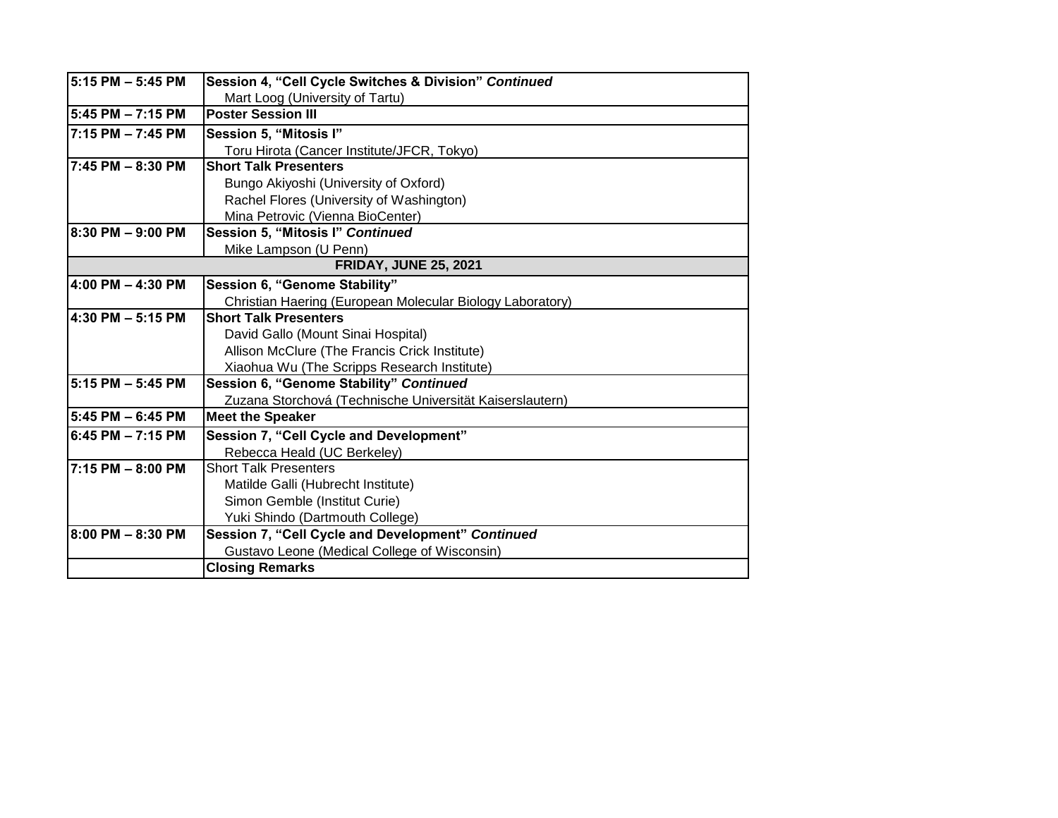| | |
|---|---|
| **5:15 PM – 5:45 PM** | **Session 4, "Cell Cycle Switches & Division"** ***Continued***<br>Mart Loog (University of Tartu) |
| **5:45 PM – 7:15 PM** | **Poster Session III** |
| **7:15 PM – 7:45 PM** | **Session 5, "Mitosis I"**<br>Toru Hirota (Cancer Institute/JFCR, Tokyo) |
| **7:45 PM – 8:30 PM** | **Short Talk Presenters**<br>Bungo Akiyoshi (University of Oxford)<br>Rachel Flores (University of Washington)<br>Mina Petrovic (Vienna BioCenter) |
| **8:30 PM – 9:00 PM** | **Session 5, "Mitosis I"** ***Continued***<br>Mike Lampson (U Penn) |
| **FRIDAY, JUNE 25, 2021** | |
| **4:00 PM – 4:30 PM** | **Session 6, "Genome Stability"**<br>Christian Haering (European Molecular Biology Laboratory) |
| **4:30 PM – 5:15 PM** | **Short Talk Presenters**<br>David Gallo (Mount Sinai Hospital)<br>Allison McClure (The Francis Crick Institute)<br>Xiaohua Wu (The Scripps Research Institute) |
| **5:15 PM – 5:45 PM** | **Session 6, "Genome Stability"** ***Continued***<br>Zuzana Storchová (Technische Universität Kaiserslautern) |
| **5:45 PM – 6:45 PM** | **Meet the Speaker** |
| **6:45 PM – 7:15 PM** | **Session 7, "Cell Cycle and Development"**<br>Rebecca Heald (UC Berkeley) |
| **7:15 PM – 8:00 PM** | Short Talk Presenters<br>Matilde Galli (Hubrecht Institute)<br>Simon Gemble (Institut Curie)<br>Yuki Shindo (Dartmouth College) |
| **8:00 PM – 8:30 PM** | **Session 7, "Cell Cycle and Development"** ***Continued***<br>Gustavo Leone (Medical College of Wisconsin) |
| | **Closing Remarks** |